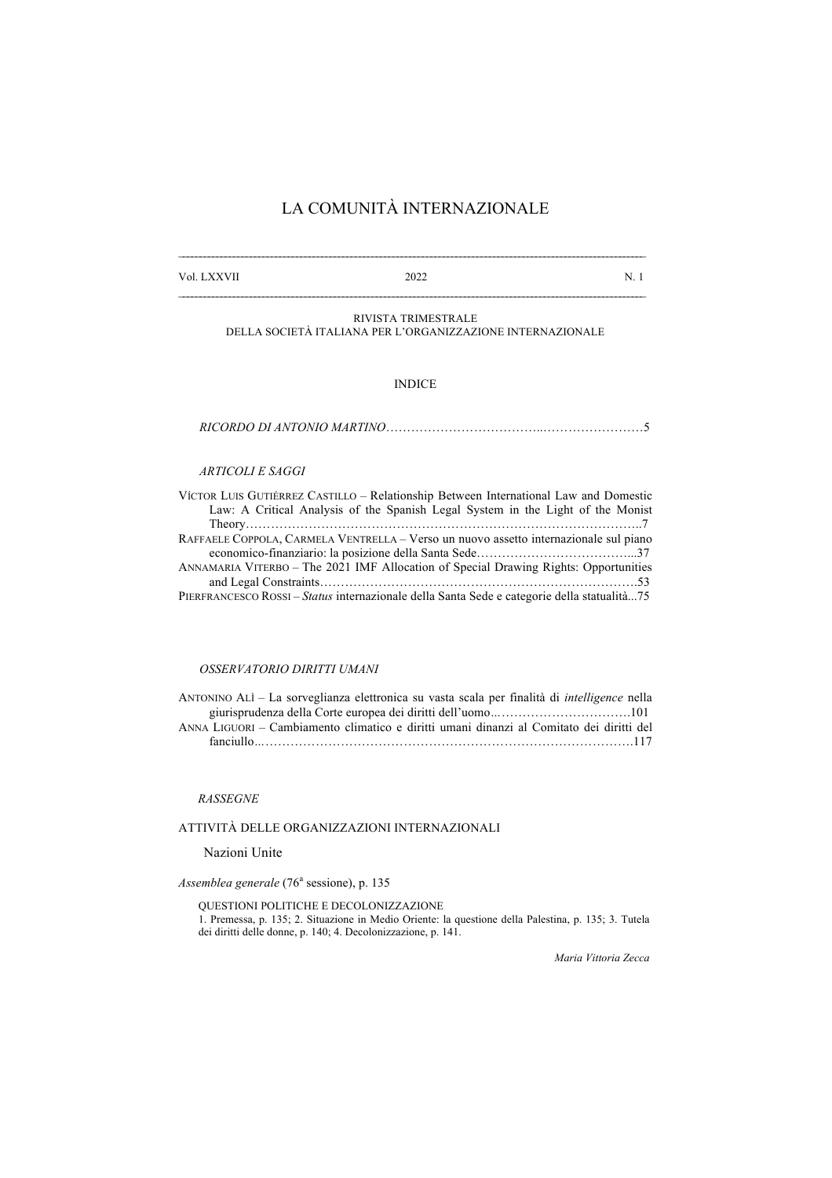# LA COMUNITÀ INTERNAZIONALE

Vol. LXXVII — 2022 — N. 1

RIVISTA TRIMESTRALE
DELLA SOCIETÀ ITALIANA PER L'ORGANIZZAZIONE INTERNAZIONALE

## INDICE

*RICORDO DI ANTONIO MARTINO* ……………………………………………………………… 5

### *ARTICOLI E SAGGI*

VÍCTOR LUIS GUTIÉRREZ CASTILLO – Relationship Between International Law and Domestic Law: A Critical Analysis of the Spanish Legal System in the Light of the Monist Theory……………………………………………………………………………………..7

RAFFAELE COPPOLA, CARMELA VENTRELLA – Verso un nuovo assetto internazionale sul piano economico-finanziario: la posizione della Santa Sede………………………………...37

ANNAMARIA VITERBO – The 2021 IMF Allocation of Special Drawing Rights: Opportunities and Legal Constraints………………………………………………………………….53

PIERFRANCESCO ROSSI – *Status* internazionale della Santa Sede e categorie della statualità...75

### *OSSERVATORIO DIRITTI UMANI*

ANTONINO ALÌ – La sorveglianza elettronica su vasta scala per finalità di *intelligence* nella giurisprudenza della Corte europea dei diritti dell'uomo..…………………………..101

ANNA LIGUORI – Cambiamento climatico e diritti umani dinanzi al Comitato dei diritti del fanciullo..……………………………………………………………………………….117

### *RASSEGNE*

ATTIVITÀ DELLE ORGANIZZAZIONI INTERNAZIONALI

Nazioni Unite

*Assemblea generale* (76ª sessione), p. 135

QUESTIONI POLITICHE E DECOLONIZZAZIONE
1. Premessa, p. 135; 2. Situazione in Medio Oriente: la questione della Palestina, p. 135; 3. Tutela dei diritti delle donne, p. 140; 4. Decolonizzazione, p. 141.

*Maria Vittoria Zecca*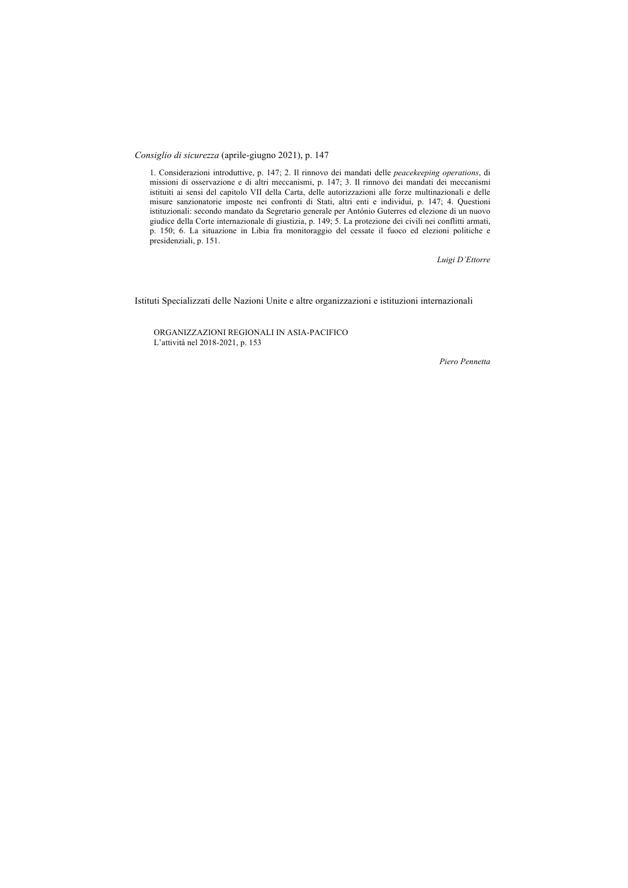*Consiglio di sicurezza* (aprile-giugno 2021), p. 147

1. Considerazioni introduttive, p. 147; 2. Il rinnovo dei mandati delle *peacekeeping operations*, di missioni di osservazione e di altri meccanismi, p. 147; 3. Il rinnovo dei mandati dei meccanismi istituiti ai sensi del capitolo VII della Carta, delle autorizzazioni alle forze multinazionali e delle misure sanzionatorie imposte nei confronti di Stati, altri enti e individui, p. 147; 4. Questioni istituzionali: secondo mandato da Segretario generale per António Guterres ed elezione di un nuovo giudice della Corte internazionale di giustizia, p. 149; 5. La protezione dei civili nei conflitti armati, p. 150; 6. La situazione in Libia fra monitoraggio del cessate il fuoco ed elezioni politiche e presidenziali, p. 151.

*Luigi D'Ettorre*

## Istituti Specializzati delle Nazioni Unite e altre organizzazioni e istituzioni internazionali

ORGANIZZAZIONI REGIONALI IN ASIA-PACIFICO
L'attività nel 2018-2021, p. 153

*Piero Pennetta*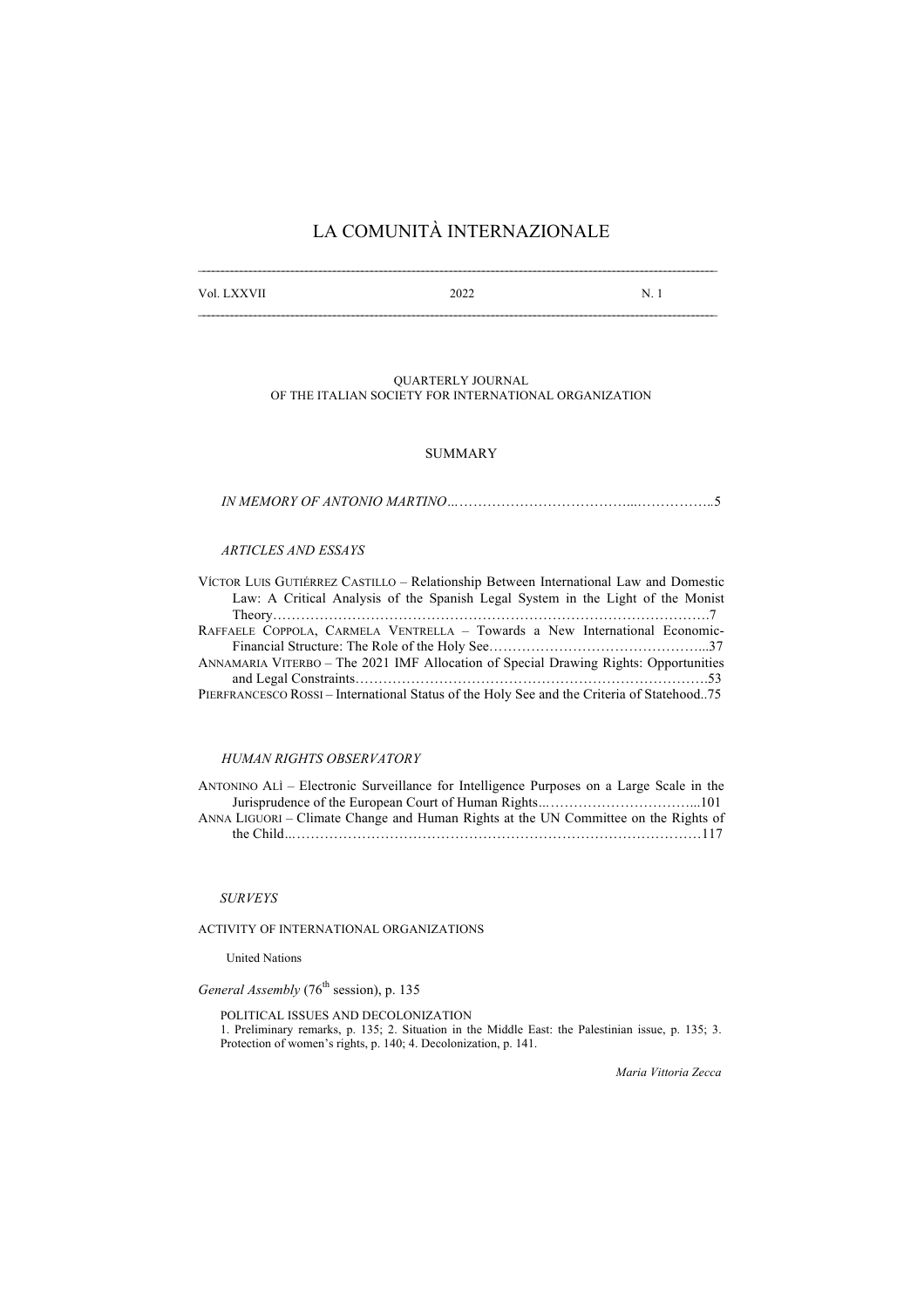# LA COMUNITÀ INTERNAZIONALE

Vol. LXXVII | 2022 | N. 1

QUARTERLY JOURNAL
OF THE ITALIAN SOCIETY FOR INTERNATIONAL ORGANIZATION

## SUMMARY

*IN MEMORY OF ANTONIO MARTINO*……………………………………………………..5

### *ARTICLES AND ESSAYS*

VÍCTOR LUIS GUTIÉRREZ CASTILLO – Relationship Between International Law and Domestic Law: A Critical Analysis of the Spanish Legal System in the Light of the Monist Theory……………………………………………………………………………………….7

RAFFAELE COPPOLA, CARMELA VENTRELLA – Towards a New International Economic-Financial Structure: The Role of the Holy See………………………………………...37

ANNAMARIA VITERBO – The 2021 IMF Allocation of Special Drawing Rights: Opportunities and Legal Constraints…………………………………………………………………….53

PIERFRANCESCO ROSSI – International Status of the Holy See and the Criteria of Statehood..75

### *HUMAN RIGHTS OBSERVATORY*

ANTONINO ALÌ – Electronic Surveillance for Intelligence Purposes on a Large Scale in the Jurisprudence of the European Court of Human Rights..……………………………...101

ANNA LIGUORI – Climate Change and Human Rights at the UN Committee on the Rights of the Child..………………………………………………………………………………117

### *SURVEYS*

ACTIVITY OF INTERNATIONAL ORGANIZATIONS

United Nations

*General Assembly* (76th session), p. 135

POLITICAL ISSUES AND DECOLONIZATION
1. Preliminary remarks, p. 135; 2. Situation in the Middle East: the Palestinian issue, p. 135; 3. Protection of women's rights, p. 140; 4. Decolonization, p. 141.

*Maria Vittoria Zecca*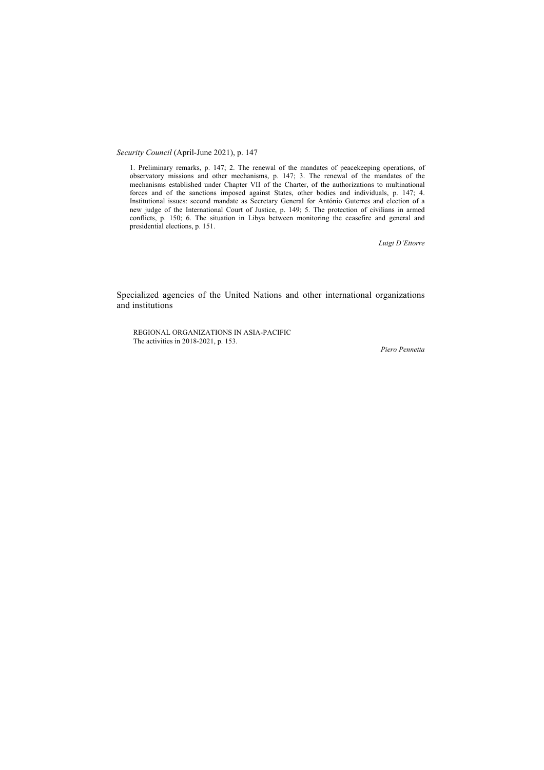*Security Council* (April-June 2021), p. 147

1. Preliminary remarks, p. 147; 2. The renewal of the mandates of peacekeeping operations, of observatory missions and other mechanisms, p. 147; 3. The renewal of the mandates of the mechanisms established under Chapter VII of the Charter, of the authorizations to multinational forces and of the sanctions imposed against States, other bodies and individuals, p. 147; 4. Institutional issues: second mandate as Secretary General for António Guterres and election of a new judge of the International Court of Justice, p. 149; 5. The protection of civilians in armed conflicts, p. 150; 6. The situation in Libya between monitoring the ceasefire and general and presidential elections, p. 151.

*Luigi D'Ettorre*

## Specialized agencies of the United Nations and other international organizations and institutions

REGIONAL ORGANIZATIONS IN ASIA-PACIFIC
The activities in 2018-2021, p. 153.

*Piero Pennetta*